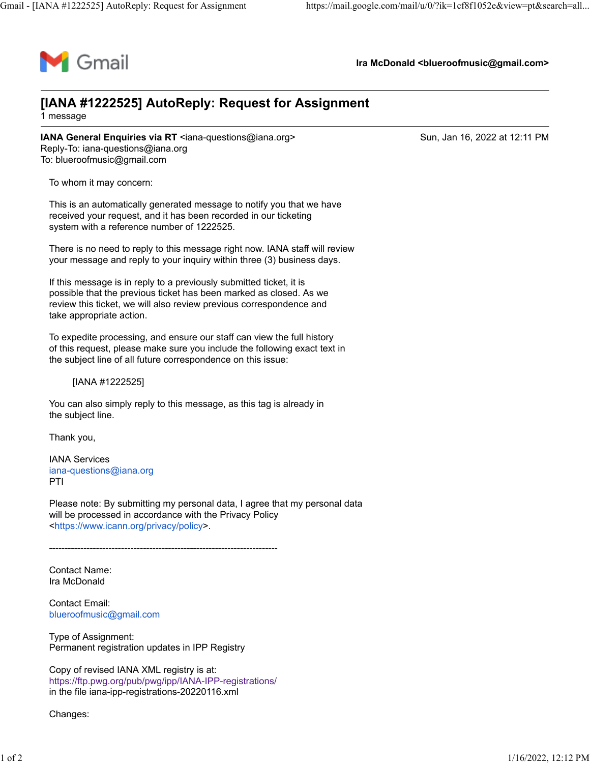Gmail — Ira McDonald <blueroofmusic@gmail.com>

# [IANA #1222525] AutoReply: Request for Assignment

1 message

**IANA General Enquiries via RT** <iana-questions@iana.org> — Sun, Jan 16, 2022 at 12:11 PM
Reply-To: iana-questions@iana.org
To: blueroofmusic@gmail.com

To whom it may concern:

This is an automatically generated message to notify you that we have received your request, and it has been recorded in our ticketing system with a reference number of 1222525.

There is no need to reply to this message right now. IANA staff will review your message and reply to your inquiry within three (3) business days.

If this message is in reply to a previously submitted ticket, it is possible that the previous ticket has been marked as closed. As we review this ticket, we will also review previous correspondence and take appropriate action.

To expedite processing, and ensure our staff can view the full history of this request, please make sure you include the following exact text in the subject line of all future correspondence on this issue:

[IANA #1222525]

You can also simply reply to this message, as this tag is already in the subject line.

Thank you,

IANA Services
iana-questions@iana.org
PTI

Please note: By submitting my personal data, I agree that my personal data will be processed in accordance with the Privacy Policy <https://www.icann.org/privacy/policy>.

-------------------------------------------------------------------------

Contact Name:
Ira McDonald

Contact Email:
blueroofmusic@gmail.com

Type of Assignment:
Permanent registration updates in IPP Registry

Copy of revised IANA XML registry is at:
https://ftp.pwg.org/pub/pwg/ipp/IANA-IPP-registrations/
in the file iana-ipp-registrations-20220116.xml

Changes: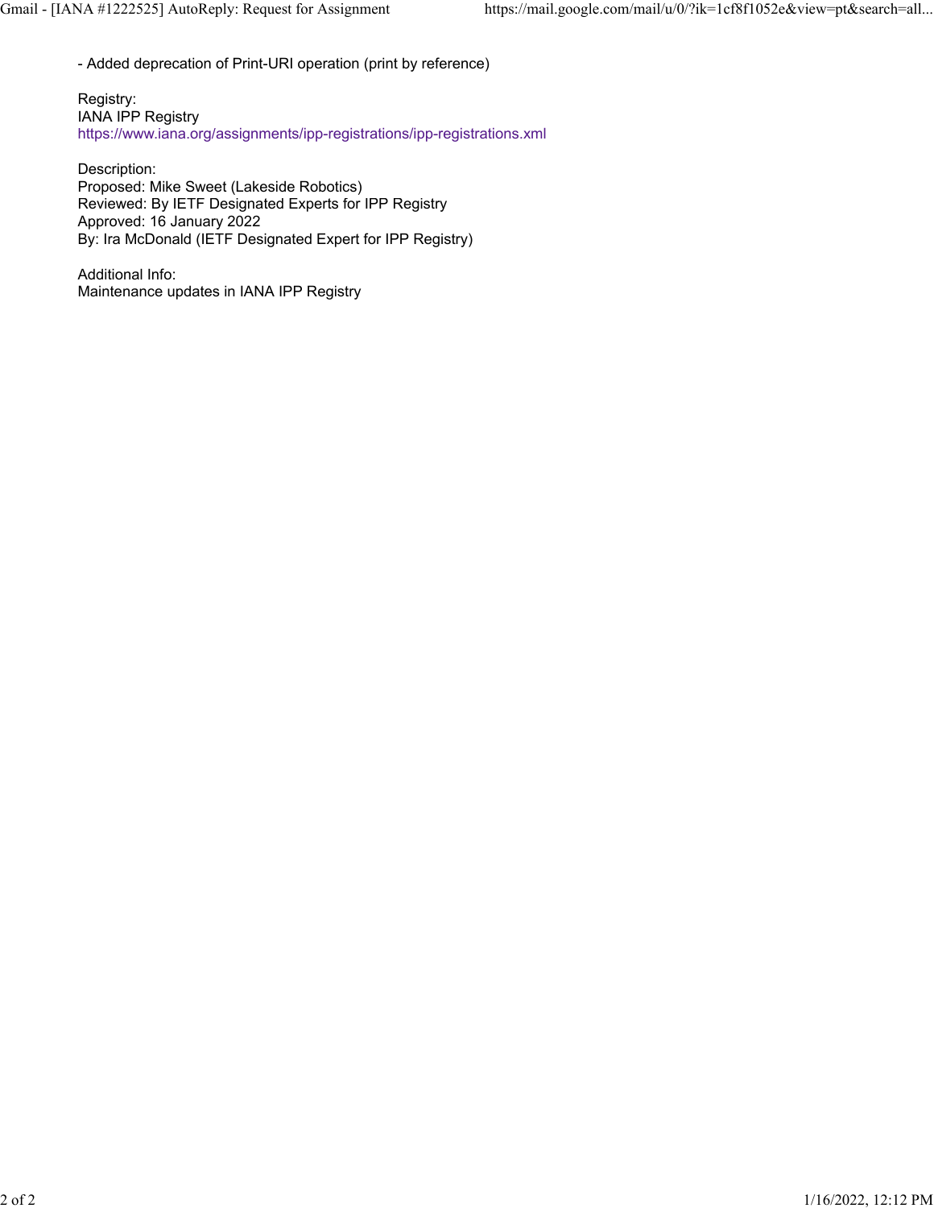- Added deprecation of Print-URI operation (print by reference)

Registry:
IANA IPP Registry
https://www.iana.org/assignments/ipp-registrations/ipp-registrations.xml

Description:
Proposed: Mike Sweet (Lakeside Robotics)
Reviewed: By IETF Designated Experts for IPP Registry
Approved: 16 January 2022
By: Ira McDonald (IETF Designated Expert for IPP Registry)

Additional Info:
Maintenance updates in IANA IPP Registry